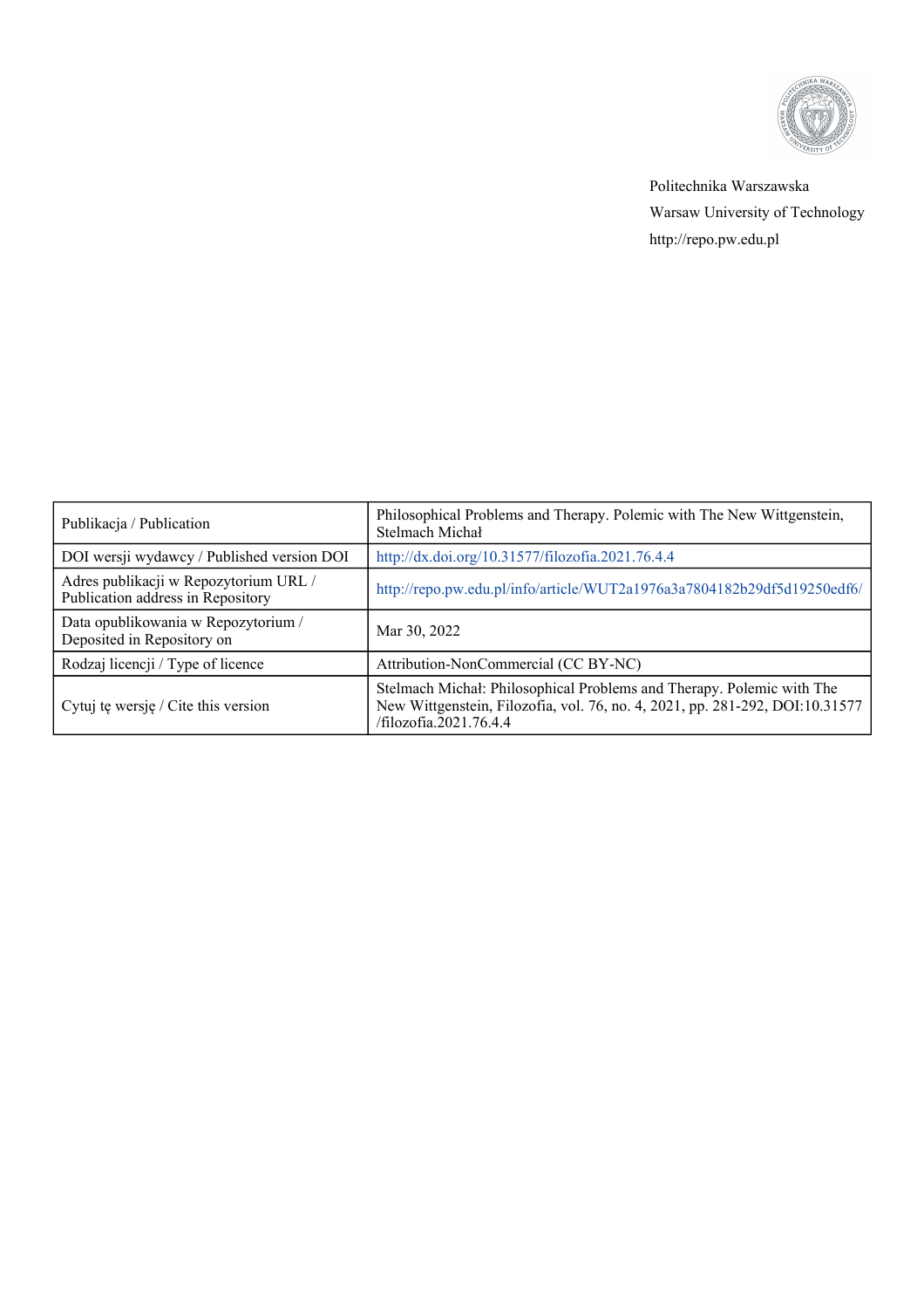Politechnika Warszawska

Warsaw University of Technology

http://repo.pw.edu.pl

| | |
|---|---|
| Publikacja / Publication | Philosophical Problems and Therapy. Polemic with The New Wittgenstein, Stelmach Michał |
| DOI wersji wydawcy / Published version DOI | http://dx.doi.org/10.31577/filozofia.2021.76.4.4 |
| Adres publikacji w Repozytorium URL / Publication address in Repository | http://repo.pw.edu.pl/info/article/WUT2a1976a3a7804182b29df5d19250edf6/ |
| Data opublikowania w Repozytorium / Deposited in Repository on | Mar 30, 2022 |
| Rodzaj licencji / Type of licence | Attribution-NonCommercial (CC BY-NC) |
| Cytuj tę wersję / Cite this version | Stelmach Michał: Philosophical Problems and Therapy. Polemic with The New Wittgenstein, Filozofia, vol. 76, no. 4, 2021, pp. 281-292, DOI:10.31577/filozofia.2021.76.4.4 |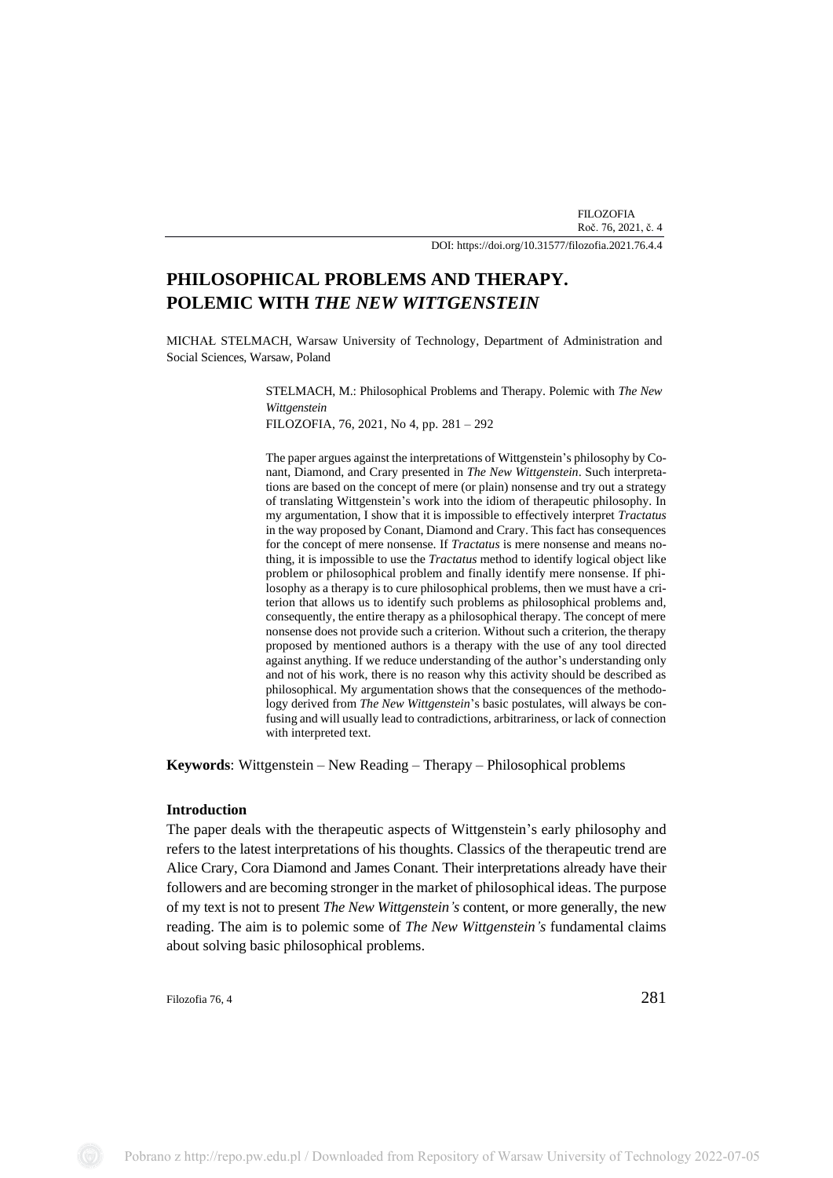FILOZOFIA
Roč. 76, 2021, č. 4

DOI: https://doi.org/10.31577/filozofia.2021.76.4.4

# PHILOSOPHICAL PROBLEMS AND THERAPY. POLEMIC WITH *THE NEW WITTGENSTEIN*

MICHAŁ STELMACH, Warsaw University of Technology, Department of Administration and Social Sciences, Warsaw, Poland

STELMACH, M.: Philosophical Problems and Therapy. Polemic with *The New Wittgenstein*
FILOZOFIA, 76, 2021, No 4, pp. 281 – 292

The paper argues against the interpretations of Wittgenstein's philosophy by Conant, Diamond, and Crary presented in *The New Wittgenstein*. Such interpretations are based on the concept of mere (or plain) nonsense and try out a strategy of translating Wittgenstein's work into the idiom of therapeutic philosophy. In my argumentation, I show that it is impossible to effectively interpret *Tractatus* in the way proposed by Conant, Diamond and Crary. This fact has consequences for the concept of mere nonsense. If *Tractatus* is mere nonsense and means nothing, it is impossible to use the *Tractatus* method to identify logical object like problem or philosophical problem and finally identify mere nonsense. If philosophy as a therapy is to cure philosophical problems, then we must have a criterion that allows us to identify such problems as philosophical problems and, consequently, the entire therapy as a philosophical therapy. The concept of mere nonsense does not provide such a criterion. Without such a criterion, the therapy proposed by mentioned authors is a therapy with the use of any tool directed against anything. If we reduce understanding of the author's understanding only and not of his work, there is no reason why this activity should be described as philosophical. My argumentation shows that the consequences of the methodology derived from *The New Wittgenstein*'s basic postulates, will always be confusing and will usually lead to contradictions, arbitrariness, or lack of connection with interpreted text.

**Keywords**: Wittgenstein – New Reading – Therapy – Philosophical problems

**Introduction**

The paper deals with the therapeutic aspects of Wittgenstein's early philosophy and refers to the latest interpretations of his thoughts. Classics of the therapeutic trend are Alice Crary, Cora Diamond and James Conant. Their interpretations already have their followers and are becoming stronger in the market of philosophical ideas. The purpose of my text is not to present *The New Wittgenstein's* content, or more generally, the new reading. The aim is to polemic some of *The New Wittgenstein's* fundamental claims about solving basic philosophical problems.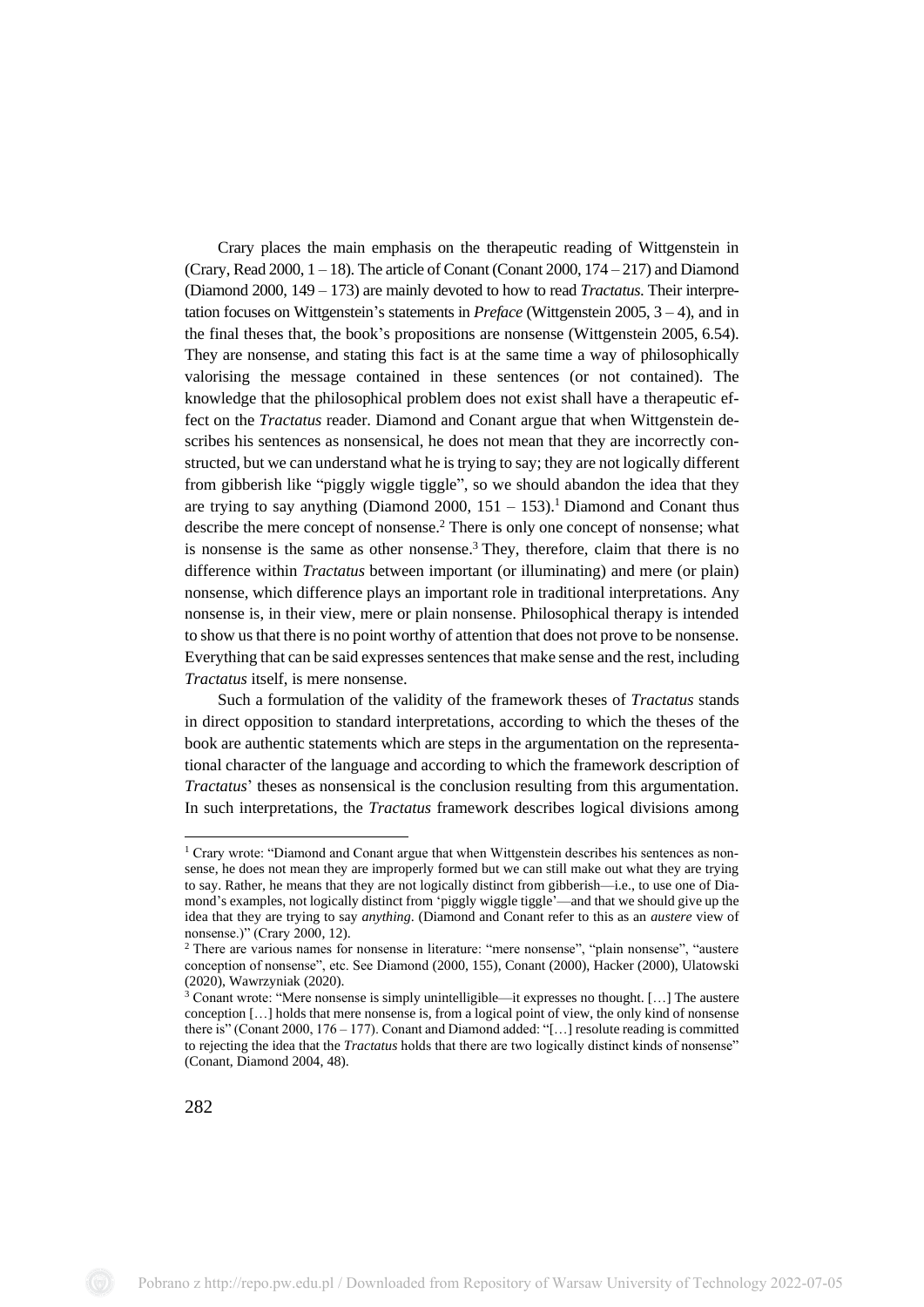Crary places the main emphasis on the therapeutic reading of Wittgenstein in (Crary, Read 2000, 1 – 18). The article of Conant (Conant 2000, 174 – 217) and Diamond (Diamond 2000, 149 – 173) are mainly devoted to how to read *Tractatus.* Their interpretation focuses on Wittgenstein's statements in *Preface* (Wittgenstein 2005, 3 – 4), and in the final theses that, the book's propositions are nonsense (Wittgenstein 2005, 6.54). They are nonsense, and stating this fact is at the same time a way of philosophically valorising the message contained in these sentences (or not contained). The knowledge that the philosophical problem does not exist shall have a therapeutic effect on the *Tractatus* reader. Diamond and Conant argue that when Wittgenstein describes his sentences as nonsensical, he does not mean that they are incorrectly constructed, but we can understand what he is trying to say; they are not logically different from gibberish like "piggly wiggle tiggle", so we should abandon the idea that they are trying to say anything (Diamond 2000, 151 – 153).[1] Diamond and Conant thus describe the mere concept of nonsense.[2] There is only one concept of nonsense; what is nonsense is the same as other nonsense.[3] They, therefore, claim that there is no difference within *Tractatus* between important (or illuminating) and mere (or plain) nonsense, which difference plays an important role in traditional interpretations. Any nonsense is, in their view, mere or plain nonsense. Philosophical therapy is intended to show us that there is no point worthy of attention that does not prove to be nonsense. Everything that can be said expresses sentences that make sense and the rest, including *Tractatus* itself, is mere nonsense.

Such a formulation of the validity of the framework theses of *Tractatus* stands in direct opposition to standard interpretations, according to which the theses of the book are authentic statements which are steps in the argumentation on the representational character of the language and according to which the framework description of *Tractatus*' theses as nonsensical is the conclusion resulting from this argumentation. In such interpretations, the *Tractatus* framework describes logical divisions among

---

[1] Crary wrote: "Diamond and Conant argue that when Wittgenstein describes his sentences as nonsense, he does not mean they are improperly formed but we can still make out what they are trying to say. Rather, he means that they are not logically distinct from gibberish—i.e., to use one of Diamond's examples, not logically distinct from 'piggly wiggle tiggle'—and that we should give up the idea that they are trying to say *anything*. (Diamond and Conant refer to this as an *austere* view of nonsense.)" (Crary 2000, 12).

[2] There are various names for nonsense in literature: "mere nonsense", "plain nonsense", "austere conception of nonsense", etc. See Diamond (2000, 155), Conant (2000), Hacker (2000), Ulatowski (2020), Wawrzyniak (2020).

[3] Conant wrote: "Mere nonsense is simply unintelligible—it expresses no thought. […] The austere conception […] holds that mere nonsense is, from a logical point of view, the only kind of nonsense there is" (Conant 2000, 176 – 177). Conant and Diamond added: "[…] resolute reading is committed to rejecting the idea that the *Tractatus* holds that there are two logically distinct kinds of nonsense" (Conant, Diamond 2004, 48).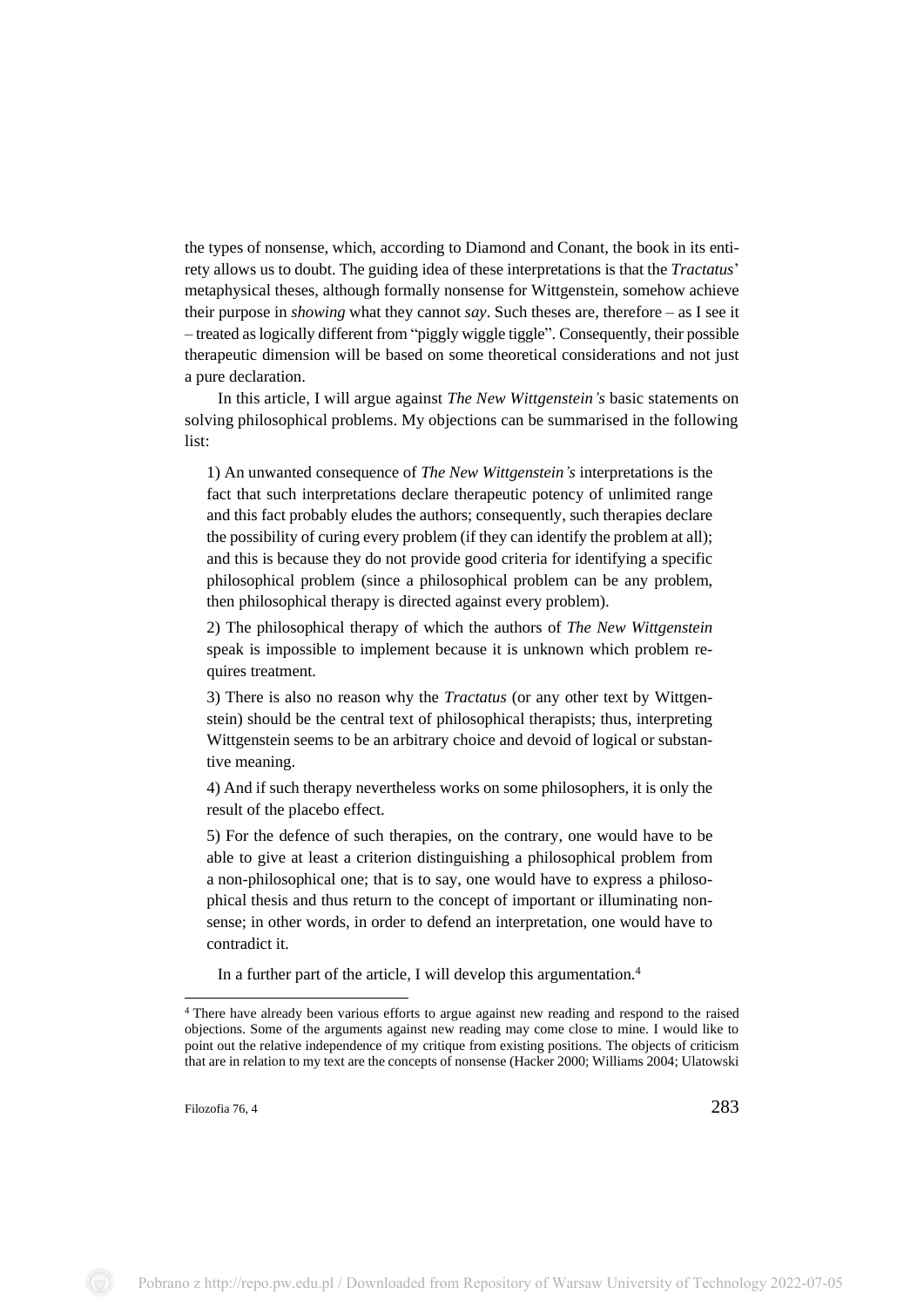the types of nonsense, which, according to Diamond and Conant, the book in its entirety allows us to doubt. The guiding idea of these interpretations is that the *Tractatus*' metaphysical theses, although formally nonsense for Wittgenstein, somehow achieve their purpose in *showing* what they cannot *say*. Such theses are, therefore – as I see it – treated as logically different from "piggly wiggle tiggle". Consequently, their possible therapeutic dimension will be based on some theoretical considerations and not just a pure declaration.

In this article, I will argue against *The New Wittgenstein's* basic statements on solving philosophical problems. My objections can be summarised in the following list:

> 1) An unwanted consequence of *The New Wittgenstein's* interpretations is the fact that such interpretations declare therapeutic potency of unlimited range and this fact probably eludes the authors; consequently, such therapies declare the possibility of curing every problem (if they can identify the problem at all); and this is because they do not provide good criteria for identifying a specific philosophical problem (since a philosophical problem can be any problem, then philosophical therapy is directed against every problem).
>
> 2) The philosophical therapy of which the authors of *The New Wittgenstein* speak is impossible to implement because it is unknown which problem requires treatment.
>
> 3) There is also no reason why the *Tractatus* (or any other text by Wittgenstein) should be the central text of philosophical therapists; thus, interpreting Wittgenstein seems to be an arbitrary choice and devoid of logical or substantive meaning.
>
> 4) And if such therapy nevertheless works on some philosophers, it is only the result of the placebo effect.
>
> 5) For the defence of such therapies, on the contrary, one would have to be able to give at least a criterion distinguishing a philosophical problem from a non-philosophical one; that is to say, one would have to express a philosophical thesis and thus return to the concept of important or illuminating nonsense; in other words, in order to defend an interpretation, one would have to contradict it.

In a further part of the article, I will develop this argumentation.[4]

[4] There have already been various efforts to argue against new reading and respond to the raised objections. Some of the arguments against new reading may come close to mine. I would like to point out the relative independence of my critique from existing positions. The objects of criticism that are in relation to my text are the concepts of nonsense (Hacker 2000; Williams 2004; Ulatowski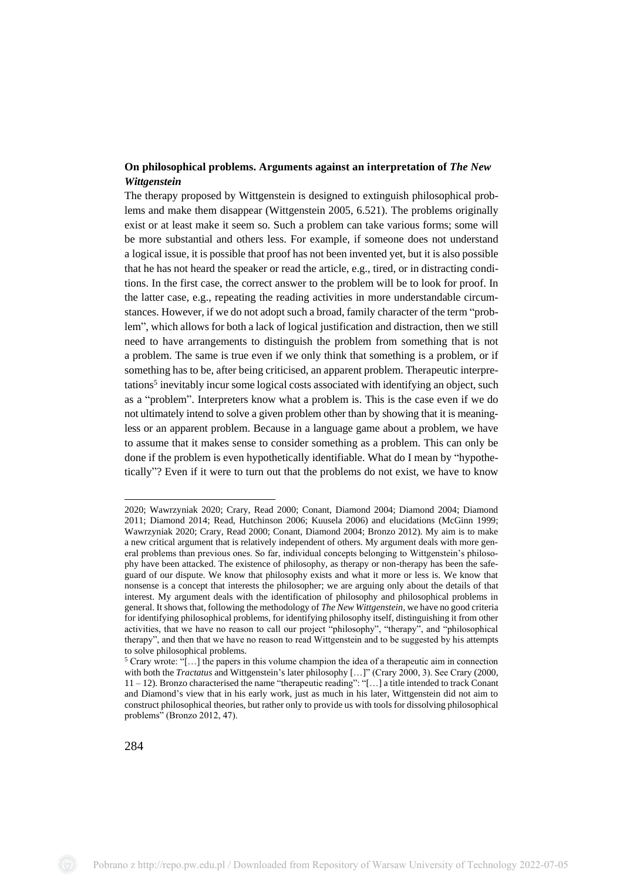### On philosophical problems. Arguments against an interpretation of *The New Wittgenstein*

The therapy proposed by Wittgenstein is designed to extinguish philosophical problems and make them disappear (Wittgenstein 2005, 6.521). The problems originally exist or at least make it seem so. Such a problem can take various forms; some will be more substantial and others less. For example, if someone does not understand a logical issue, it is possible that proof has not been invented yet, but it is also possible that he has not heard the speaker or read the article, e.g., tired, or in distracting conditions. In the first case, the correct answer to the problem will be to look for proof. In the latter case, e.g., repeating the reading activities in more understandable circumstances. However, if we do not adopt such a broad, family character of the term "problem", which allows for both a lack of logical justification and distraction, then we still need to have arrangements to distinguish the problem from something that is not a problem. The same is true even if we only think that something is a problem, or if something has to be, after being criticised, an apparent problem. Therapeutic interpretations[5] inevitably incur some logical costs associated with identifying an object, such as a "problem". Interpreters know what a problem is. This is the case even if we do not ultimately intend to solve a given problem other than by showing that it is meaningless or an apparent problem. Because in a language game about a problem, we have to assume that it makes sense to consider something as a problem. This can only be done if the problem is even hypothetically identifiable. What do I mean by "hypothetically"? Even if it were to turn out that the problems do not exist, we have to know

---

2020; Wawrzyniak 2020; Crary, Read 2000; Conant, Diamond 2004; Diamond 2004; Diamond 2011; Diamond 2014; Read, Hutchinson 2006; Kuusela 2006) and elucidations (McGinn 1999; Wawrzyniak 2020; Crary, Read 2000; Conant, Diamond 2004; Bronzo 2012). My aim is to make a new critical argument that is relatively independent of others. My argument deals with more general problems than previous ones. So far, individual concepts belonging to Wittgenstein's philosophy have been attacked. The existence of philosophy, as therapy or non-therapy has been the safeguard of our dispute. We know that philosophy exists and what it more or less is. We know that nonsense is a concept that interests the philosopher; we are arguing only about the details of that interest. My argument deals with the identification of philosophy and philosophical problems in general. It shows that, following the methodology of *The New Wittgenstein*, we have no good criteria for identifying philosophical problems, for identifying philosophy itself, distinguishing it from other activities, that we have no reason to call our project "philosophy", "therapy", and "philosophical therapy", and then that we have no reason to read Wittgenstein and to be suggested by his attempts to solve philosophical problems.

[5] Crary wrote: "[…] the papers in this volume champion the idea of a therapeutic aim in connection with both the *Tractatus* and Wittgenstein's later philosophy […]" (Crary 2000, 3). See Crary (2000, 11 – 12). Bronzo characterised the name "therapeutic reading": "[…] a title intended to track Conant and Diamond's view that in his early work, just as much in his later, Wittgenstein did not aim to construct philosophical theories, but rather only to provide us with tools for dissolving philosophical problems" (Bronzo 2012, 47).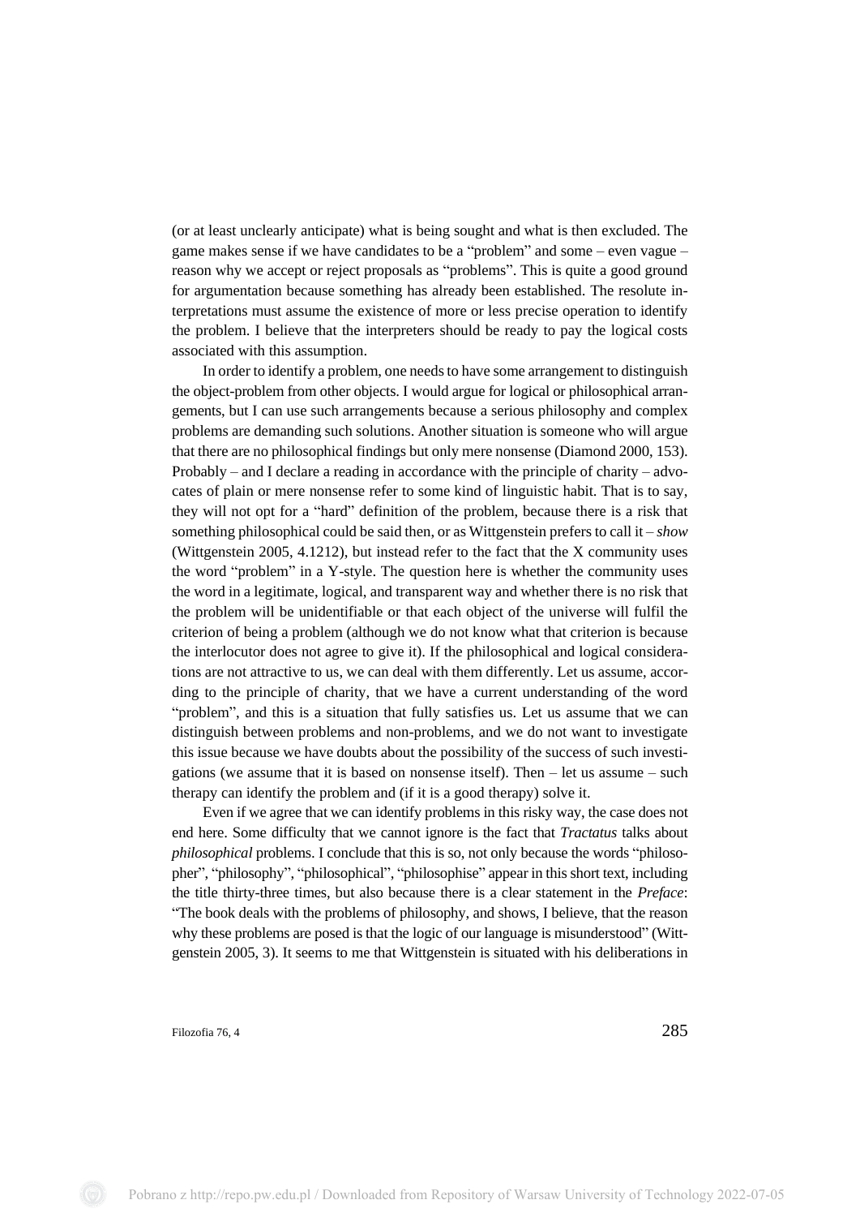(or at least unclearly anticipate) what is being sought and what is then excluded. The game makes sense if we have candidates to be a "problem" and some – even vague – reason why we accept or reject proposals as "problems". This is quite a good ground for argumentation because something has already been established. The resolute interpretations must assume the existence of more or less precise operation to identify the problem. I believe that the interpreters should be ready to pay the logical costs associated with this assumption.

In order to identify a problem, one needs to have some arrangement to distinguish the object-problem from other objects. I would argue for logical or philosophical arrangements, but I can use such arrangements because a serious philosophy and complex problems are demanding such solutions. Another situation is someone who will argue that there are no philosophical findings but only mere nonsense (Diamond 2000, 153). Probably – and I declare a reading in accordance with the principle of charity – advocates of plain or mere nonsense refer to some kind of linguistic habit. That is to say, they will not opt for a "hard" definition of the problem, because there is a risk that something philosophical could be said then, or as Wittgenstein prefers to call it – *show* (Wittgenstein 2005, 4.1212), but instead refer to the fact that the X community uses the word "problem" in a Y-style. The question here is whether the community uses the word in a legitimate, logical, and transparent way and whether there is no risk that the problem will be unidentifiable or that each object of the universe will fulfil the criterion of being a problem (although we do not know what that criterion is because the interlocutor does not agree to give it). If the philosophical and logical considerations are not attractive to us, we can deal with them differently. Let us assume, according to the principle of charity, that we have a current understanding of the word "problem", and this is a situation that fully satisfies us. Let us assume that we can distinguish between problems and non-problems, and we do not want to investigate this issue because we have doubts about the possibility of the success of such investigations (we assume that it is based on nonsense itself). Then – let us assume – such therapy can identify the problem and (if it is a good therapy) solve it.

Even if we agree that we can identify problems in this risky way, the case does not end here. Some difficulty that we cannot ignore is the fact that *Tractatus* talks about *philosophical* problems. I conclude that this is so, not only because the words "philosopher", "philosophy", "philosophical", "philosophise" appear in this short text, including the title thirty-three times, but also because there is a clear statement in the *Preface*: "The book deals with the problems of philosophy, and shows, I believe, that the reason why these problems are posed is that the logic of our language is misunderstood" (Wittgenstein 2005, 3). It seems to me that Wittgenstein is situated with his deliberations in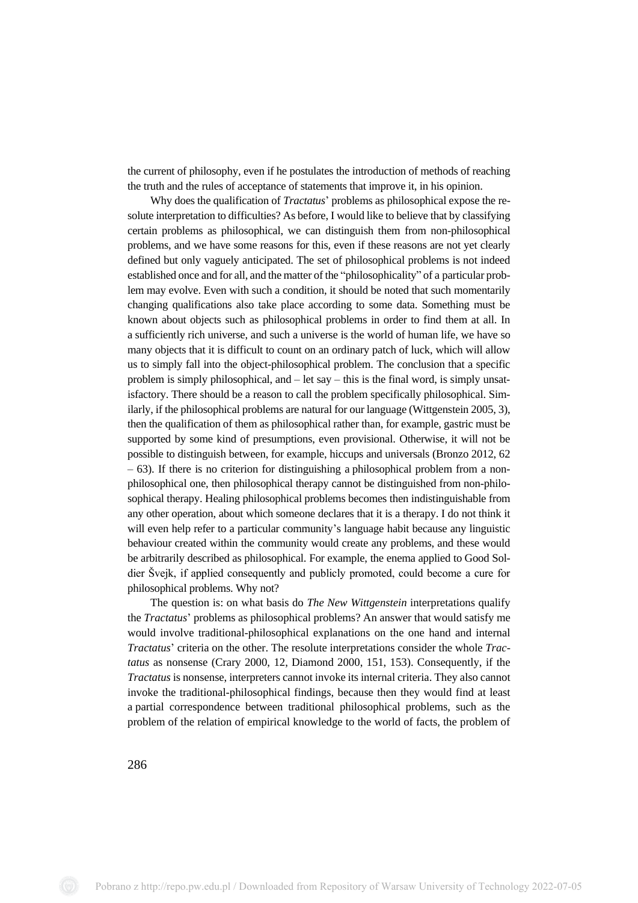the current of philosophy, even if he postulates the introduction of methods of reaching the truth and the rules of acceptance of statements that improve it, in his opinion.

Why does the qualification of *Tractatus*' problems as philosophical expose the resolute interpretation to difficulties? As before, I would like to believe that by classifying certain problems as philosophical, we can distinguish them from non-philosophical problems, and we have some reasons for this, even if these reasons are not yet clearly defined but only vaguely anticipated. The set of philosophical problems is not indeed established once and for all, and the matter of the "philosophicality" of a particular problem may evolve. Even with such a condition, it should be noted that such momentarily changing qualifications also take place according to some data. Something must be known about objects such as philosophical problems in order to find them at all. In a sufficiently rich universe, and such a universe is the world of human life, we have so many objects that it is difficult to count on an ordinary patch of luck, which will allow us to simply fall into the object-philosophical problem. The conclusion that a specific problem is simply philosophical, and – let say – this is the final word, is simply unsatisfactory. There should be a reason to call the problem specifically philosophical. Similarly, if the philosophical problems are natural for our language (Wittgenstein 2005, 3), then the qualification of them as philosophical rather than, for example, gastric must be supported by some kind of presumptions, even provisional. Otherwise, it will not be possible to distinguish between, for example, hiccups and universals (Bronzo 2012, 62 – 63). If there is no criterion for distinguishing a philosophical problem from a non-philosophical one, then philosophical therapy cannot be distinguished from non-philosophical therapy. Healing philosophical problems becomes then indistinguishable from any other operation, about which someone declares that it is a therapy. I do not think it will even help refer to a particular community's language habit because any linguistic behaviour created within the community would create any problems, and these would be arbitrarily described as philosophical. For example, the enema applied to Good Soldier Švejk, if applied consequently and publicly promoted, could become a cure for philosophical problems. Why not?

The question is: on what basis do *The New Wittgenstein* interpretations qualify the *Tractatus*' problems as philosophical problems? An answer that would satisfy me would involve traditional-philosophical explanations on the one hand and internal *Tractatus*' criteria on the other. The resolute interpretations consider the whole *Tractatus* as nonsense (Crary 2000, 12, Diamond 2000, 151, 153). Consequently, if the *Tractatus* is nonsense, interpreters cannot invoke its internal criteria. They also cannot invoke the traditional-philosophical findings, because then they would find at least a partial correspondence between traditional philosophical problems, such as the problem of the relation of empirical knowledge to the world of facts, the problem of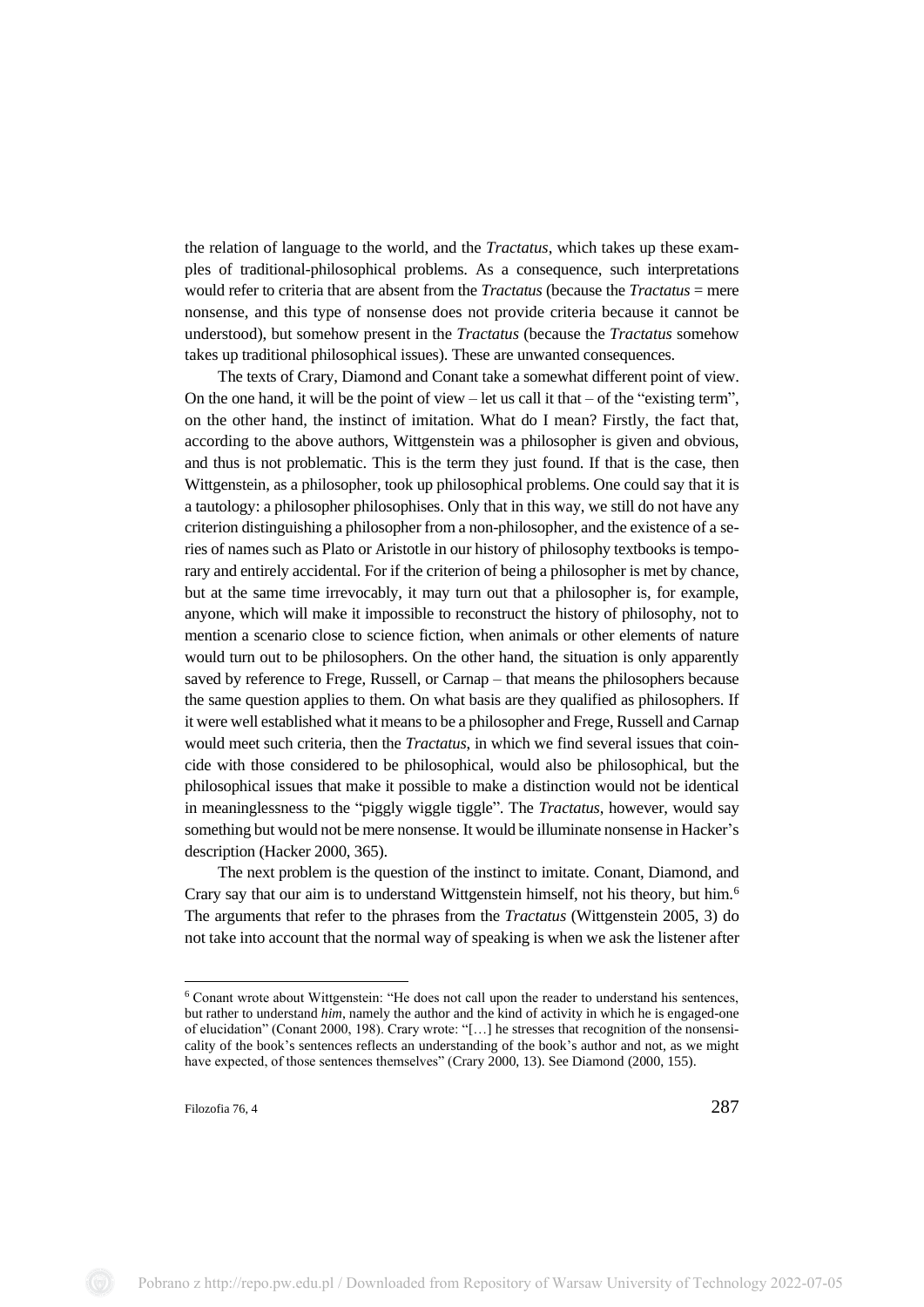the relation of language to the world, and the *Tractatus*, which takes up these examples of traditional-philosophical problems. As a consequence, such interpretations would refer to criteria that are absent from the *Tractatus* (because the *Tractatus* = mere nonsense, and this type of nonsense does not provide criteria because it cannot be understood), but somehow present in the *Tractatus* (because the *Tractatus* somehow takes up traditional philosophical issues). These are unwanted consequences.

The texts of Crary, Diamond and Conant take a somewhat different point of view. On the one hand, it will be the point of view – let us call it that – of the "existing term", on the other hand, the instinct of imitation. What do I mean? Firstly, the fact that, according to the above authors, Wittgenstein was a philosopher is given and obvious, and thus is not problematic. This is the term they just found. If that is the case, then Wittgenstein, as a philosopher, took up philosophical problems. One could say that it is a tautology: a philosopher philosophises. Only that in this way, we still do not have any criterion distinguishing a philosopher from a non-philosopher, and the existence of a series of names such as Plato or Aristotle in our history of philosophy textbooks is temporary and entirely accidental. For if the criterion of being a philosopher is met by chance, but at the same time irrevocably, it may turn out that a philosopher is, for example, anyone, which will make it impossible to reconstruct the history of philosophy, not to mention a scenario close to science fiction, when animals or other elements of nature would turn out to be philosophers. On the other hand, the situation is only apparently saved by reference to Frege, Russell, or Carnap – that means the philosophers because the same question applies to them. On what basis are they qualified as philosophers. If it were well established what it means to be a philosopher and Frege, Russell and Carnap would meet such criteria, then the *Tractatus*, in which we find several issues that coincide with those considered to be philosophical, would also be philosophical, but the philosophical issues that make it possible to make a distinction would not be identical in meaninglessness to the "piggly wiggle tiggle". The *Tractatus*, however, would say something but would not be mere nonsense. It would be illuminate nonsense in Hacker's description (Hacker 2000, 365).

The next problem is the question of the instinct to imitate. Conant, Diamond, and Crary say that our aim is to understand Wittgenstein himself, not his theory, but him.[6] The arguments that refer to the phrases from the *Tractatus* (Wittgenstein 2005, 3) do not take into account that the normal way of speaking is when we ask the listener after

---

[6] Conant wrote about Wittgenstein: "He does not call upon the reader to understand his sentences, but rather to understand *him*, namely the author and the kind of activity in which he is engaged-one of elucidation" (Conant 2000, 198). Crary wrote: "[…] he stresses that recognition of the nonsensicality of the book's sentences reflects an understanding of the book's author and not, as we might have expected, of those sentences themselves" (Crary 2000, 13). See Diamond (2000, 155).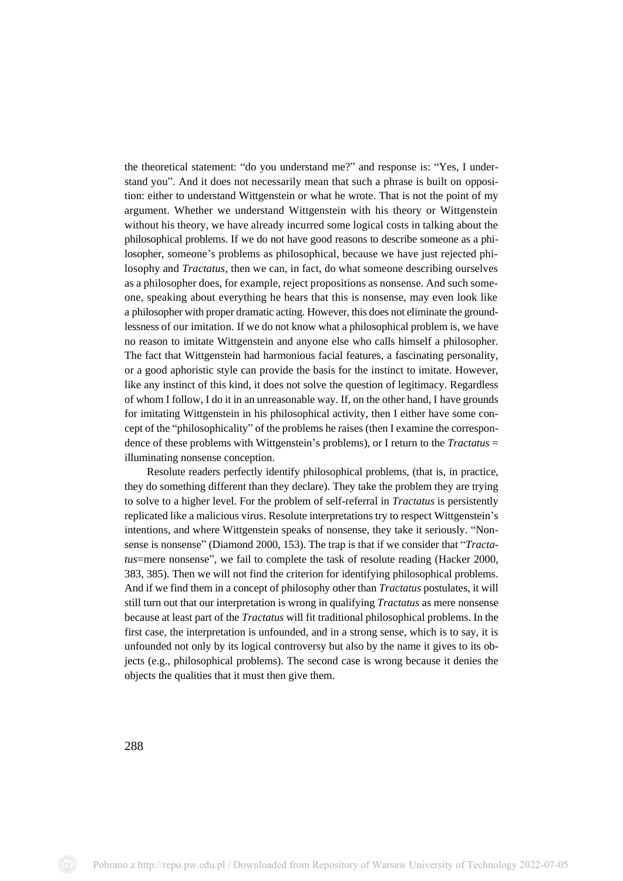the theoretical statement: "do you understand me?" and response is: "Yes, I understand you". And it does not necessarily mean that such a phrase is built on opposition: either to understand Wittgenstein or what he wrote. That is not the point of my argument. Whether we understand Wittgenstein with his theory or Wittgenstein without his theory, we have already incurred some logical costs in talking about the philosophical problems. If we do not have good reasons to describe someone as a philosopher, someone's problems as philosophical, because we have just rejected philosophy and *Tractatus*, then we can, in fact, do what someone describing ourselves as a philosopher does, for example, reject propositions as nonsense. And such someone, speaking about everything he hears that this is nonsense, may even look like a philosopher with proper dramatic acting. However, this does not eliminate the groundlessness of our imitation. If we do not know what a philosophical problem is, we have no reason to imitate Wittgenstein and anyone else who calls himself a philosopher. The fact that Wittgenstein had harmonious facial features, a fascinating personality, or a good aphoristic style can provide the basis for the instinct to imitate. However, like any instinct of this kind, it does not solve the question of legitimacy. Regardless of whom I follow, I do it in an unreasonable way. If, on the other hand, I have grounds for imitating Wittgenstein in his philosophical activity, then I either have some concept of the "philosophicality" of the problems he raises (then I examine the correspondence of these problems with Wittgenstein's problems), or I return to the *Tractatus* = illuminating nonsense conception.

Resolute readers perfectly identify philosophical problems, (that is, in practice, they do something different than they declare). They take the problem they are trying to solve to a higher level. For the problem of self-referral in *Tractatus* is persistently replicated like a malicious virus. Resolute interpretations try to respect Wittgenstein's intentions, and where Wittgenstein speaks of nonsense, they take it seriously. "Nonsense is nonsense" (Diamond 2000, 153). The trap is that if we consider that "*Tractatus*=mere nonsense", we fail to complete the task of resolute reading (Hacker 2000, 383, 385). Then we will not find the criterion for identifying philosophical problems. And if we find them in a concept of philosophy other than *Tractatus* postulates, it will still turn out that our interpretation is wrong in qualifying *Tractatus* as mere nonsense because at least part of the *Tractatus* will fit traditional philosophical problems. In the first case, the interpretation is unfounded, and in a strong sense, which is to say, it is unfounded not only by its logical controversy but also by the name it gives to its objects (e.g., philosophical problems). The second case is wrong because it denies the objects the qualities that it must then give them.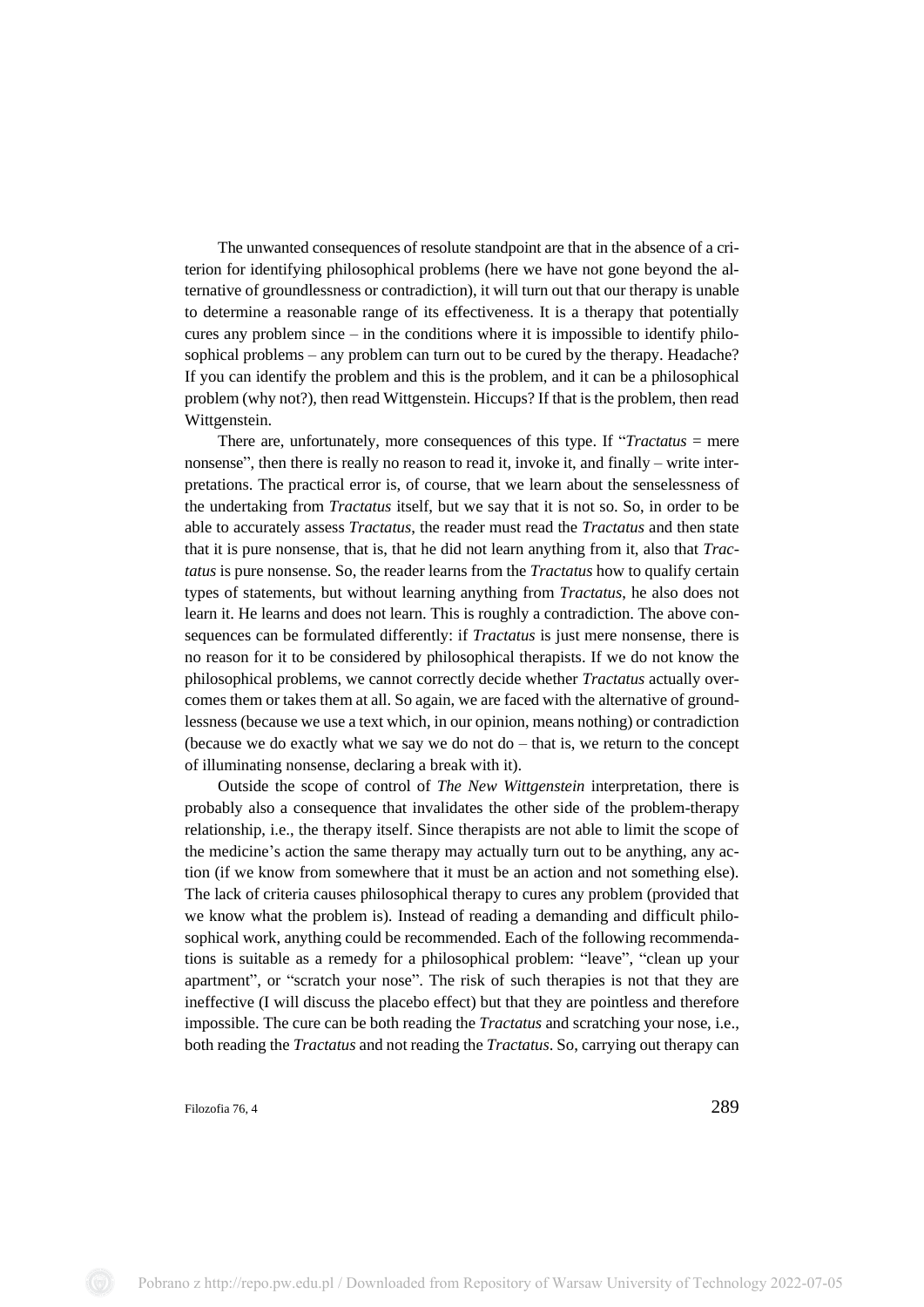The unwanted consequences of resolute standpoint are that in the absence of a criterion for identifying philosophical problems (here we have not gone beyond the alternative of groundlessness or contradiction), it will turn out that our therapy is unable to determine a reasonable range of its effectiveness. It is a therapy that potentially cures any problem since – in the conditions where it is impossible to identify philosophical problems – any problem can turn out to be cured by the therapy. Headache? If you can identify the problem and this is the problem, and it can be a philosophical problem (why not?), then read Wittgenstein. Hiccups? If that is the problem, then read Wittgenstein.

There are, unfortunately, more consequences of this type. If "*Tractatus* = mere nonsense", then there is really no reason to read it, invoke it, and finally – write interpretations. The practical error is, of course, that we learn about the senselessness of the undertaking from *Tractatus* itself, but we say that it is not so. So, in order to be able to accurately assess *Tractatus*, the reader must read the *Tractatus* and then state that it is pure nonsense, that is, that he did not learn anything from it, also that *Tractatus* is pure nonsense. So, the reader learns from the *Tractatus* how to qualify certain types of statements, but without learning anything from *Tractatus*, he also does not learn it. He learns and does not learn. This is roughly a contradiction. The above consequences can be formulated differently: if *Tractatus* is just mere nonsense, there is no reason for it to be considered by philosophical therapists. If we do not know the philosophical problems, we cannot correctly decide whether *Tractatus* actually overcomes them or takes them at all. So again, we are faced with the alternative of groundlessness (because we use a text which, in our opinion, means nothing) or contradiction (because we do exactly what we say we do not do – that is, we return to the concept of illuminating nonsense, declaring a break with it).

Outside the scope of control of *The New Wittgenstein* interpretation, there is probably also a consequence that invalidates the other side of the problem-therapy relationship, i.e., the therapy itself. Since therapists are not able to limit the scope of the medicine's action the same therapy may actually turn out to be anything, any action (if we know from somewhere that it must be an action and not something else). The lack of criteria causes philosophical therapy to cures any problem (provided that we know what the problem is). Instead of reading a demanding and difficult philosophical work, anything could be recommended. Each of the following recommendations is suitable as a remedy for a philosophical problem: "leave", "clean up your apartment", or "scratch your nose". The risk of such therapies is not that they are ineffective (I will discuss the placebo effect) but that they are pointless and therefore impossible. The cure can be both reading the *Tractatus* and scratching your nose, i.e., both reading the *Tractatus* and not reading the *Tractatus*. So, carrying out therapy can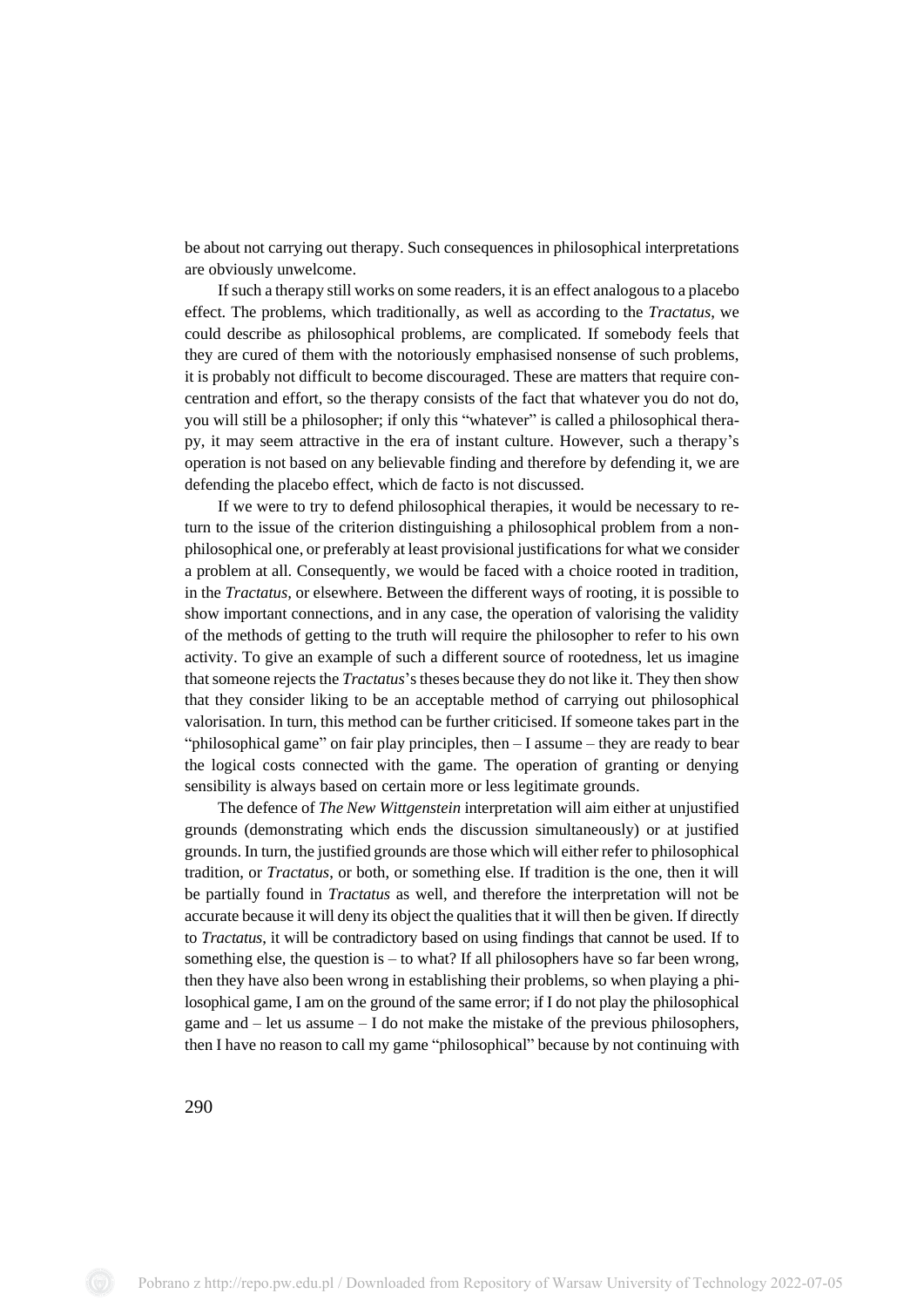be about not carrying out therapy. Such consequences in philosophical interpretations are obviously unwelcome.

If such a therapy still works on some readers, it is an effect analogous to a placebo effect. The problems, which traditionally, as well as according to the *Tractatus*, we could describe as philosophical problems, are complicated. If somebody feels that they are cured of them with the notoriously emphasised nonsense of such problems, it is probably not difficult to become discouraged. These are matters that require concentration and effort, so the therapy consists of the fact that whatever you do not do, you will still be a philosopher; if only this "whatever" is called a philosophical therapy, it may seem attractive in the era of instant culture. However, such a therapy's operation is not based on any believable finding and therefore by defending it, we are defending the placebo effect, which de facto is not discussed.

If we were to try to defend philosophical therapies, it would be necessary to return to the issue of the criterion distinguishing a philosophical problem from a non-philosophical one, or preferably at least provisional justifications for what we consider a problem at all. Consequently, we would be faced with a choice rooted in tradition, in the *Tractatus*, or elsewhere. Between the different ways of rooting, it is possible to show important connections, and in any case, the operation of valorising the validity of the methods of getting to the truth will require the philosopher to refer to his own activity. To give an example of such a different source of rootedness, let us imagine that someone rejects the *Tractatus*'s theses because they do not like it. They then show that they consider liking to be an acceptable method of carrying out philosophical valorisation. In turn, this method can be further criticised. If someone takes part in the "philosophical game" on fair play principles, then – I assume – they are ready to bear the logical costs connected with the game. The operation of granting or denying sensibility is always based on certain more or less legitimate grounds.

The defence of *The New Wittgenstein* interpretation will aim either at unjustified grounds (demonstrating which ends the discussion simultaneously) or at justified grounds. In turn, the justified grounds are those which will either refer to philosophical tradition, or *Tractatus*, or both, or something else. If tradition is the one, then it will be partially found in *Tractatus* as well, and therefore the interpretation will not be accurate because it will deny its object the qualities that it will then be given. If directly to *Tractatus*, it will be contradictory based on using findings that cannot be used. If to something else, the question is – to what? If all philosophers have so far been wrong, then they have also been wrong in establishing their problems, so when playing a philosophical game, I am on the ground of the same error; if I do not play the philosophical game and – let us assume – I do not make the mistake of the previous philosophers, then I have no reason to call my game "philosophical" because by not continuing with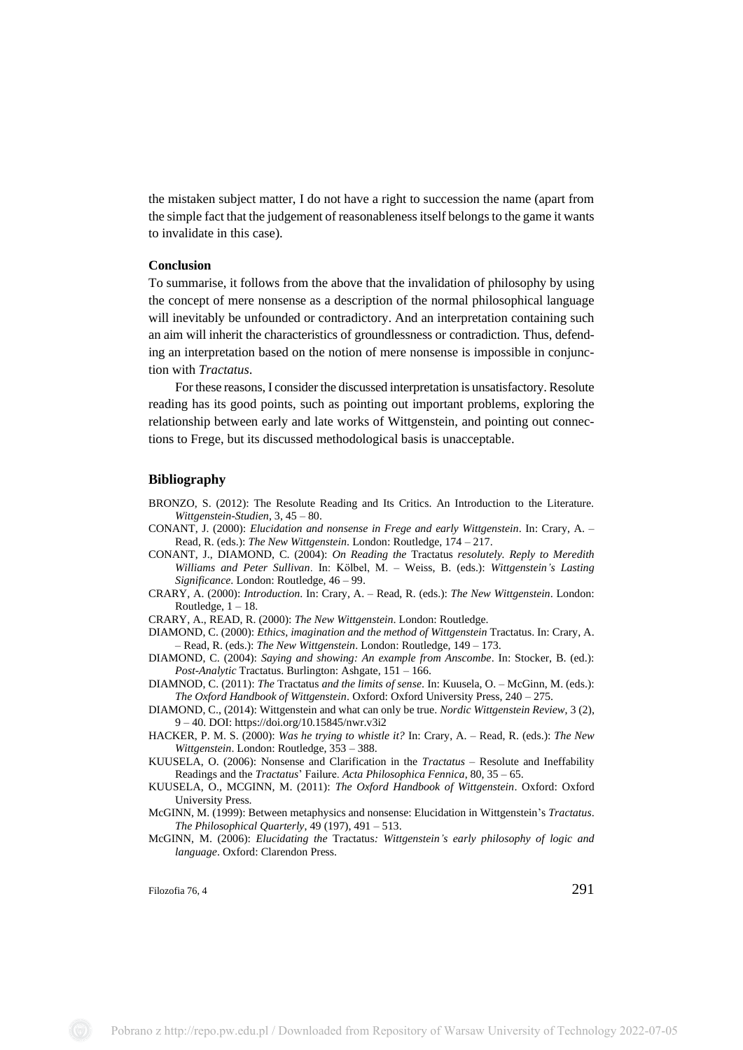the mistaken subject matter, I do not have a right to succession the name (apart from the simple fact that the judgement of reasonableness itself belongs to the game it wants to invalidate in this case).

**Conclusion**

To summarise, it follows from the above that the invalidation of philosophy by using the concept of mere nonsense as a description of the normal philosophical language will inevitably be unfounded or contradictory. And an interpretation containing such an aim will inherit the characteristics of groundlessness or contradiction. Thus, defending an interpretation based on the notion of mere nonsense is impossible in conjunction with *Tractatus*.

For these reasons, I consider the discussed interpretation is unsatisfactory. Resolute reading has its good points, such as pointing out important problems, exploring the relationship between early and late works of Wittgenstein, and pointing out connections to Frege, but its discussed methodological basis is unacceptable.

## Bibliography

BRONZO, S. (2012): The Resolute Reading and Its Critics. An Introduction to the Literature. *Wittgenstein-Studien*, 3, 45 – 80.

CONANT, J. (2000): *Elucidation and nonsense in Frege and early Wittgenstein*. In: Crary, A. – Read, R. (eds.): *The New Wittgenstein*. London: Routledge, 174 – 217.

CONANT, J., DIAMOND, C. (2004): *On Reading the* Tractatus *resolutely. Reply to Meredith Williams and Peter Sullivan*. In: Kölbel, M. – Weiss, B. (eds.): *Wittgenstein's Lasting Significance*. London: Routledge, 46 – 99.

CRARY, A. (2000): *Introduction*. In: Crary, A. – Read, R. (eds.): *The New Wittgenstein*. London: Routledge, 1 – 18.

CRARY, A., READ, R. (2000): *The New Wittgenstein*. London: Routledge.

DIAMOND, C. (2000): *Ethics, imagination and the method of Wittgenstein* Tractatus. In: Crary, A. – Read, R. (eds.): *The New Wittgenstein*. London: Routledge, 149 – 173.

DIAMOND, C. (2004): *Saying and showing: An example from Anscombe*. In: Stocker, B. (ed.): *Post-Analytic* Tractatus. Burlington: Ashgate, 151 – 166.

DIAMNOD, C. (2011): *The* Tractatus *and the limits of sense*. In: Kuusela, O. – McGinn, M. (eds.): *The Oxford Handbook of Wittgenstein*. Oxford: Oxford University Press, 240 – 275.

DIAMOND, C., (2014): Wittgenstein and what can only be true. *Nordic Wittgenstein Review*, 3 (2), 9 – 40. DOI: https://doi.org/10.15845/nwr.v3i2

HACKER, P. M. S. (2000): *Was he trying to whistle it?* In: Crary, A. – Read, R. (eds.): *The New Wittgenstein*. London: Routledge, 353 – 388.

KUUSELA, O. (2006): Nonsense and Clarification in the *Tractatus* – Resolute and Ineffability Readings and the *Tractatus*' Failure. *Acta Philosophica Fennica*, 80, 35 – 65.

KUUSELA, O., MCGINN, M. (2011): *The Oxford Handbook of Wittgenstein*. Oxford: Oxford University Press.

McGINN, M. (1999): Between metaphysics and nonsense: Elucidation in Wittgenstein's *Tractatus*. *The Philosophical Quarterly*, 49 (197), 491 – 513.

McGINN, M. (2006): *Elucidating the* Tractatus*: Wittgenstein's early philosophy of logic and language*. Oxford: Clarendon Press.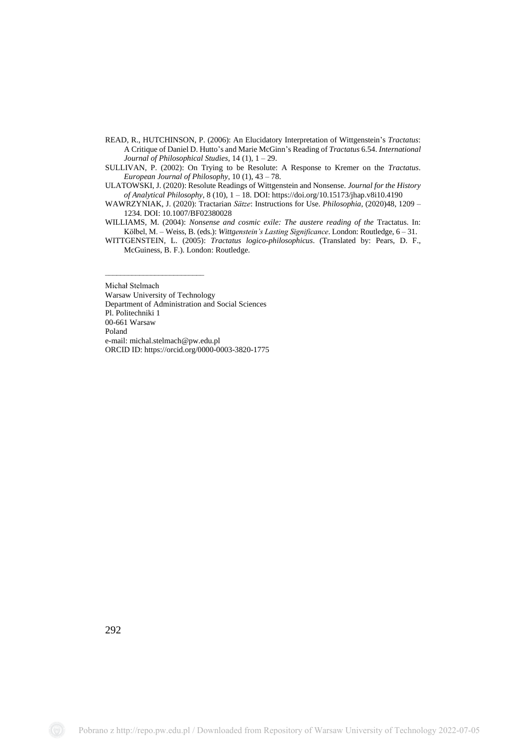READ, R., HUTCHINSON, P. (2006): An Elucidatory Interpretation of Wittgenstein's *Tractatus*: A Critique of Daniel D. Hutto's and Marie McGinn's Reading of *Tractatus* 6.54. *International Journal of Philosophical Studies*, 14 (1), 1 – 29.

SULLIVAN, P. (2002): On Trying to be Resolute: A Response to Kremer on the *Tractatus*. *European Journal of Philosophy*, 10 (1), 43 – 78.

ULATOWSKI, J. (2020): Resolute Readings of Wittgenstein and Nonsense. *Journal for the History of Analytical Philosophy*, 8 (10), 1 – 18. DOI: https://doi.org/10.15173/jhap.v8i10.4190

WAWRZYNIAK, J. (2020): Tractarian *Sätze*: Instructions for Use. *Philosophia*, (2020)48, 1209 – 1234. DOI: 10.1007/BF02380028

WILLIAMS, M. (2004): *Nonsense and cosmic exile: The austere reading of the* Tractatus. In: Kölbel, M. – Weiss, B. (eds.): *Wittgenstein's Lasting Significance*. London: Routledge, 6 – 31.

WITTGENSTEIN, L. (2005): *Tractatus logico-philosophicus*. (Translated by: Pears, D. F., McGuiness, B. F.). London: Routledge.

---

Michał Stelmach
Warsaw University of Technology
Department of Administration and Social Sciences
Pl. Politechniki 1
00-661 Warsaw
Poland
e-mail: michal.stelmach@pw.edu.pl
ORCID ID: https://orcid.org/0000-0003-3820-1775